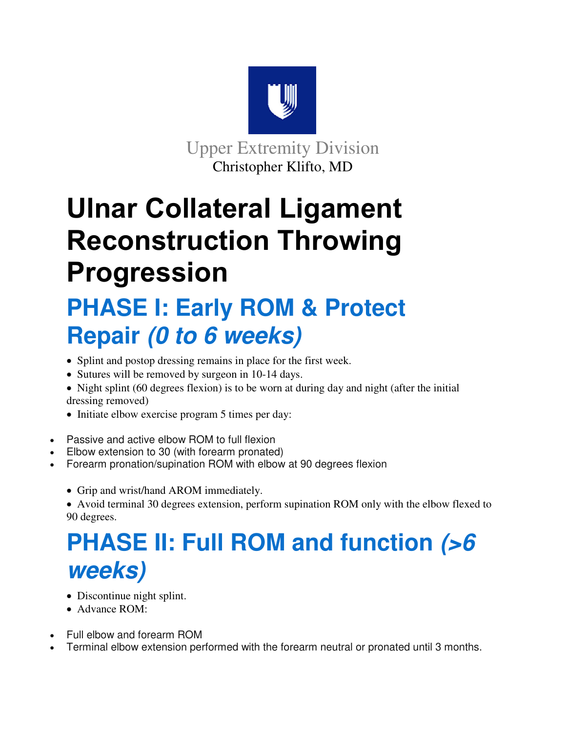Upper Extremity Division
Christopher Klifto, MD

# Ulnar Collateral Ligament Reconstruction Throwing Progression

## PHASE I: Early ROM & Protect Repair *(0 to 6 weeks)*

- Splint and postop dressing remains in place for the first week.
- Sutures will be removed by surgeon in 10-14 days.
- Night splint (60 degrees flexion) is to be worn at during day and night (after the initial dressing removed)
- Initiate elbow exercise program 5 times per day:

- Passive and active elbow ROM to full flexion
- Elbow extension to 30 (with forearm pronated)
- Forearm pronation/supination ROM with elbow at 90 degrees flexion

- Grip and wrist/hand AROM immediately.
- Avoid terminal 30 degrees extension, perform supination ROM only with the elbow flexed to 90 degrees.

## PHASE II: Full ROM and function *(>6 weeks)*

- Discontinue night splint.
- Advance ROM:

- Full elbow and forearm ROM
- Terminal elbow extension performed with the forearm neutral or pronated until 3 months.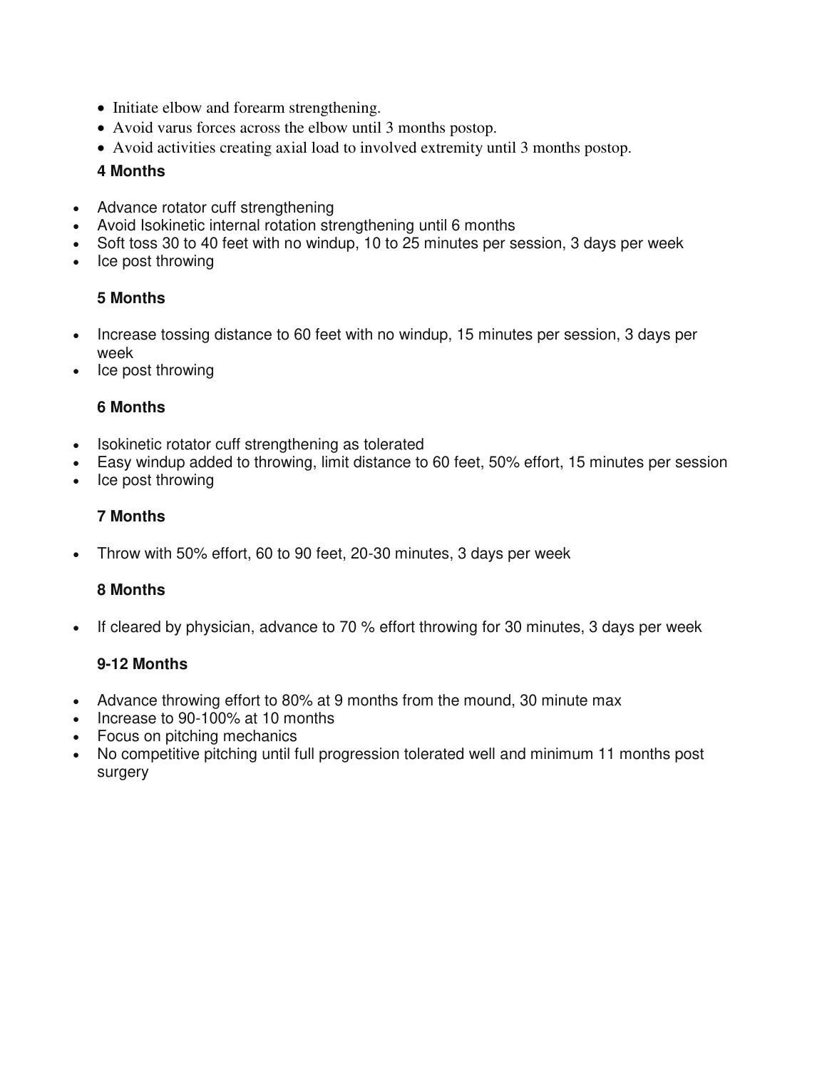- Initiate elbow and forearm strengthening.
- Avoid varus forces across the elbow until 3 months postop.
- Avoid activities creating axial load to involved extremity until 3 months postop.

**4 Months**

- Advance rotator cuff strengthening
- Avoid Isokinetic internal rotation strengthening until 6 months
- Soft toss 30 to 40 feet with no windup, 10 to 25 minutes per session, 3 days per week
- Ice post throwing

**5 Months**

- Increase tossing distance to 60 feet with no windup, 15 minutes per session, 3 days per week
- Ice post throwing

**6 Months**

- Isokinetic rotator cuff strengthening as tolerated
- Easy windup added to throwing, limit distance to 60 feet, 50% effort, 15 minutes per session
- Ice post throwing

**7 Months**

- Throw with 50% effort, 60 to 90 feet, 20-30 minutes, 3 days per week

**8 Months**

- If cleared by physician, advance to 70 % effort throwing for 30 minutes, 3 days per week

**9-12 Months**

- Advance throwing effort to 80% at 9 months from the mound, 30 minute max
- Increase to 90-100% at 10 months
- Focus on pitching mechanics
- No competitive pitching until full progression tolerated well and minimum 11 months post surgery